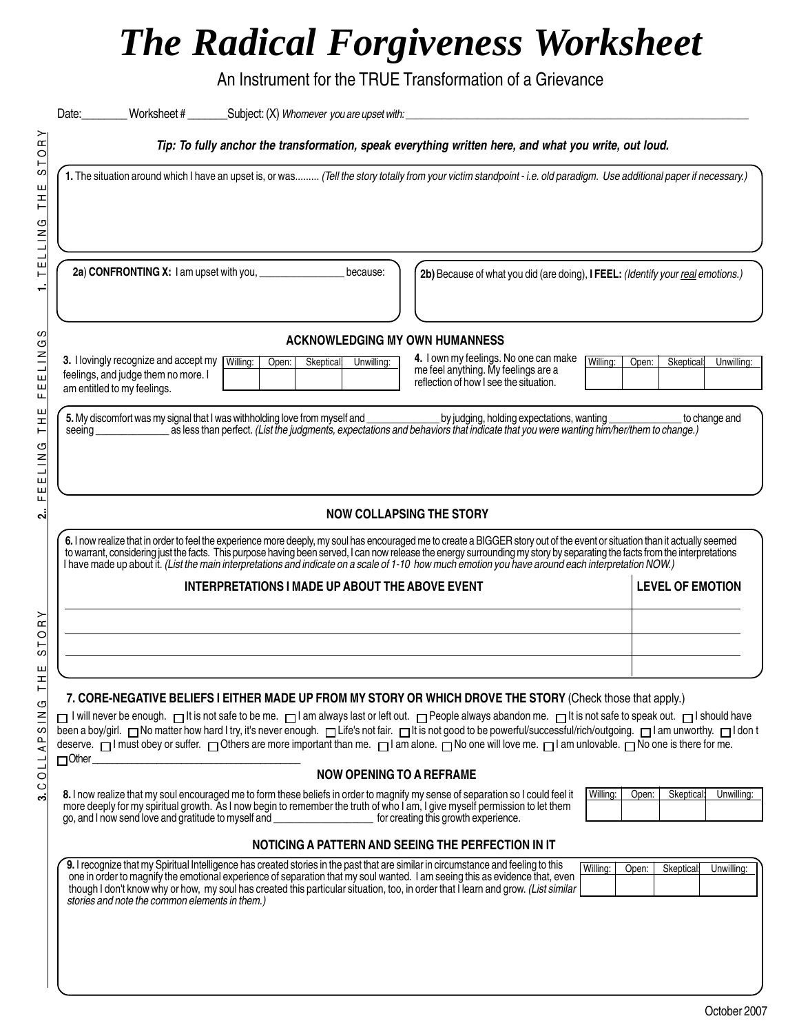# The Radical Forgiveness Worksheet

An Instrument for the TRUE Transformation of a Grievance

Date:________ Worksheet # _______Subject: (X) *Whomever you are upset with:* ____________________________________________

***Tip: To fully anchor the transformation, speak everything written here, and what you write, out loud.***

## 1. TELLING THE STORY

**1.** The situation around which I have an upset is, or was......... *(Tell the story totally from your victim standpoint - i.e. old paradigm. Use additional paper if necessary.)*

**2a) CONFRONTING X:** I am upset with you, _______________ because:

**2b)** Because of what you did (are doing), **I FEEL:** *(Identify your real emotions.)*

## 2. FEELING THE FEELINGS

### ACKNOWLEDGING MY OWN HUMANNESS

**3.** I lovingly recognize and accept my feelings, and judge them no more. I am entitled to my feelings.

| Willing: | Open: | Skeptical: | Unwilling: |
|---|---|---|---|
| | | | |

**4.** I own my feelings. No one can make me feel anything. My feelings are a reflection of how I see the situation.

| Willing: | Open: | Skeptical: | Unwilling: |
|---|---|---|---|
| | | | |

**5.** My discomfort was my signal that I was withholding love from myself and _____________ by judging, holding expectations, wanting _____________ to change and seeing _____________ as less than perfect. *(List the judgments, expectations and behaviors that indicate that you were wanting him/her/them to change.)*

## 3. COLLAPSING THE STORY

### NOW COLLAPSING THE STORY

**6.** I now realize that in order to feel the experience more deeply, my soul has encouraged me to create a BIGGER story out of the event or situation than it actually seemed to warrant, considering just the facts. This purpose having been served, I can now release the energy surrounding my story by separating the facts from the interpretations I have made up about it. *(List the main interpretations and indicate on a scale of 1-10 how much emotion you have around each interpretation NOW.)*

| INTERPRETATIONS I MADE UP ABOUT THE ABOVE EVENT | LEVEL OF EMOTION |
|---|---|
| | |
| | |
| | |

**7. CORE-NEGATIVE BELIEFS I EITHER MADE UP FROM MY STORY OR WHICH DROVE THE STORY** (Check those that apply.)

☐ I will never be enough. ☐ It is not safe to be me. ☐ I am always last or left out. ☐ People always abandon me. ☐ It is not safe to speak out. ☐ I should have been a boy/girl. ☐ No matter how hard I try, it's never enough. ☐ Life's not fair. ☐ It is not good to be powerful/successful/rich/outgoing. ☐ I am unworthy. ☐ I don t deserve. ☐ I must obey or suffer. ☐ Others are more important than me. ☐ I am alone. ☐ No one will love me. ☐ I am unlovable. ☐ No one is there for me. ☐ Other ______________________________________

### NOW OPENING TO A REFRAME

**8.** I now realize that my soul encouraged me to form these beliefs in order to magnify my sense of separation so I could feel it more deeply for my spiritual growth. As I now begin to remember the truth of who I am, I give myself permission to let them go, and I now send love and gratitude to myself and _________________ for creating this growth experience.

| Willing: | Open: | Skeptical: | Unwilling: |
|---|---|---|---|
| | | | |

### NOTICING A PATTERN AND SEEING THE PERFECTION IN IT

**9.** I recognize that my Spiritual Intelligence has created stories in the past that are similar in circumstance and feeling to this one in order to magnify the emotional experience of separation that my soul wanted. I am seeing this as evidence that, even though I don't know why or how, my soul has created this particular situation, too, in order that I learn and grow. *(List similar stories and note the common elements in them.)*

| Willing: | Open: | Skeptical: | Unwilling: |
|---|---|---|---|
| | | | |

October 2007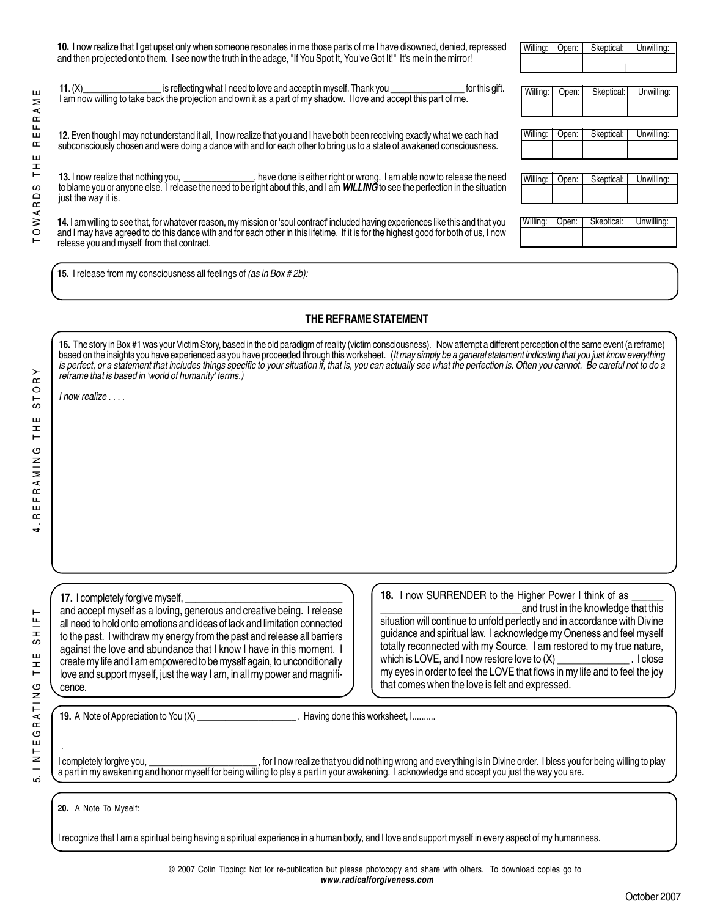**TOWARDS THE REFRAME**

10. I now realize that I get upset only when someone resonates in me those parts of me I have disowned, denied, repressed and then projected onto them. I see now the truth in the adage, "If You Spot It, You've Got It!" It's me in the mirror!

| Willing: | Open: | Skeptical: | Unwilling: |
| --- | --- | --- | --- |
| | | | |

11. (X)________________ is reflecting what I need to love and accept in myself. Thank you _______________ for this gift. I am now willing to take back the projection and own it as a part of my shadow. I love and accept this part of me.

| Willing: | Open: | Skeptical: | Unwilling: |
| --- | --- | --- | --- |
| | | | |

12. Even though I may not understand it all, I now realize that you and I have both been receiving exactly what we each had subconsciously chosen and were doing a dance with and for each other to bring us to a state of awakened consciousness.

| Willing: | Open: | Skeptical: | Unwilling: |
| --- | --- | --- | --- |
| | | | |

13. I now realize that nothing you, ______________, have done is either right or wrong. I am able now to release the need to blame you or anyone else. I release the need to be right about this, and I am ***WILLING*** to see the perfection in the situation just the way it is.

| Willing: | Open: | Skeptical: | Unwilling: |
| --- | --- | --- | --- |
| | | | |

14. I am willing to see that, for whatever reason, my mission or 'soul contract' included having experiences like this and that you and I may have agreed to do this dance with and for each other in this lifetime. If it is for the highest good for both of us, I now release you and myself from that contract.

| Willing: | Open: | Skeptical: | Unwilling: |
| --- | --- | --- | --- |
| | | | |

15. I release from my consciousness all feelings of *(as in Box # 2b):*

**4. REFRAMING THE STORY**

## THE REFRAME STATEMENT

16. The story in Box #1 was your Victim Story, based in the old paradigm of reality (victim consciousness). Now attempt a different perception of the same event (a reframe) based on the insights you have experienced as you have proceeded through this worksheet. (*It may simply be a general statement indicating that you just know everything is perfect, or a statement that includes things specific to your situation if, that is, you can actually see what the perfection is. Often you cannot. Be careful not to do a reframe that is based in 'world of humanity' terms.)*

*I now realize . . . .*

**5. INTEGRATING THE SHIFT**

17. I completely forgive myself, ____________________________ and accept myself as a loving, generous and creative being. I release all need to hold onto emotions and ideas of lack and limitation connected to the past. I withdraw my energy from the past and release all barriers against the love and abundance that I know I have in this moment. I create my life and I am empowered to be myself again, to unconditionally love and support myself, just the way I am, in all my power and magnificence.

18. I now SURRENDER to the Higher Power I think of as ______ __________________________and trust in the knowledge that this situation will continue to unfold perfectly and in accordance with Divine guidance and spiritual law. I acknowledge my Oneness and feel myself totally reconnected with my Source. I am restored to my true nature, which is LOVE, and I now restore love to (X) _____________ . I close my eyes in order to feel the LOVE that flows in my life and to feel the joy that comes when the love is felt and expressed.

19. A Note of Appreciation to You (X) ____________________ . Having done this worksheet, I..........

I completely forgive you, ______________________ , for I now realize that you did nothing wrong and everything is in Divine order. I bless you for being willing to play a part in my awakening and honor myself for being willing to play a part in your awakening. I acknowledge and accept you just the way you are.

20. A Note To Myself:

I recognize that I am a spiritual being having a spiritual experience in a human body, and I love and support myself in every aspect of my humanness.

© 2007 Colin Tipping: Not for re-publication but please photocopy and share with others. To download copies go to ***www.radicalforgiveness.com***

October 2007